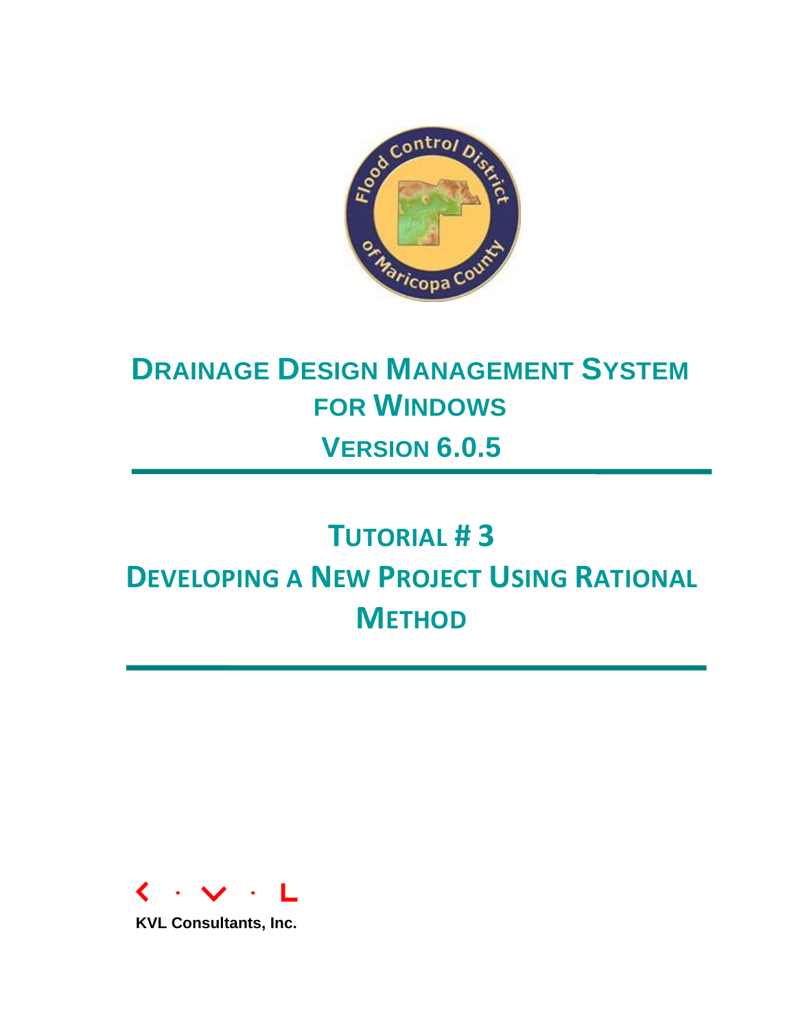# Drainage Design Management System for Windows

## Version 6.0.5

# Tutorial # 3

# Developing a New Project Using Rational Method

KVL Consultants, Inc.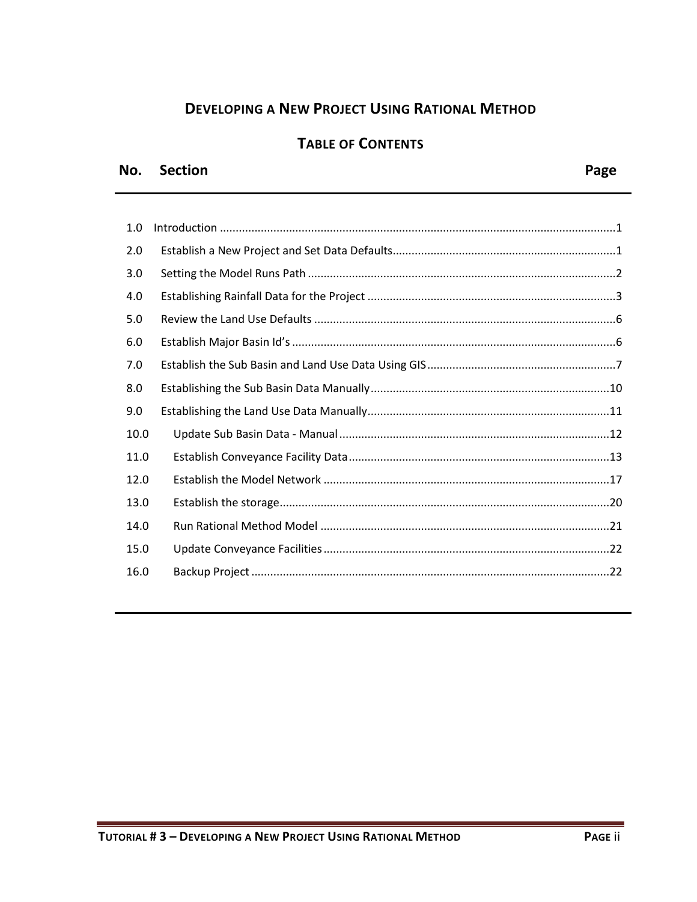# Developing a New Project Using Rational Method

## Table of Contents

| No. | Section | Page |
|---|---|---|
| 1.0 | Introduction | 1 |
| 2.0 | Establish a New Project and Set Data Defaults | 1 |
| 3.0 | Setting the Model Runs Path | 2 |
| 4.0 | Establishing Rainfall Data for the Project | 3 |
| 5.0 | Review the Land Use Defaults | 6 |
| 6.0 | Establish Major Basin Id's | 6 |
| 7.0 | Establish the Sub Basin and Land Use Data Using GIS | 7 |
| 8.0 | Establishing the Sub Basin Data Manually | 10 |
| 9.0 | Establishing the Land Use Data Manually | 11 |
| 10.0 | Update Sub Basin Data - Manual | 12 |
| 11.0 | Establish Conveyance Facility Data | 13 |
| 12.0 | Establish the Model Network | 17 |
| 13.0 | Establish the storage | 20 |
| 14.0 | Run Rational Method Model | 21 |
| 15.0 | Update Conveyance Facilities | 22 |
| 16.0 | Backup Project | 22 |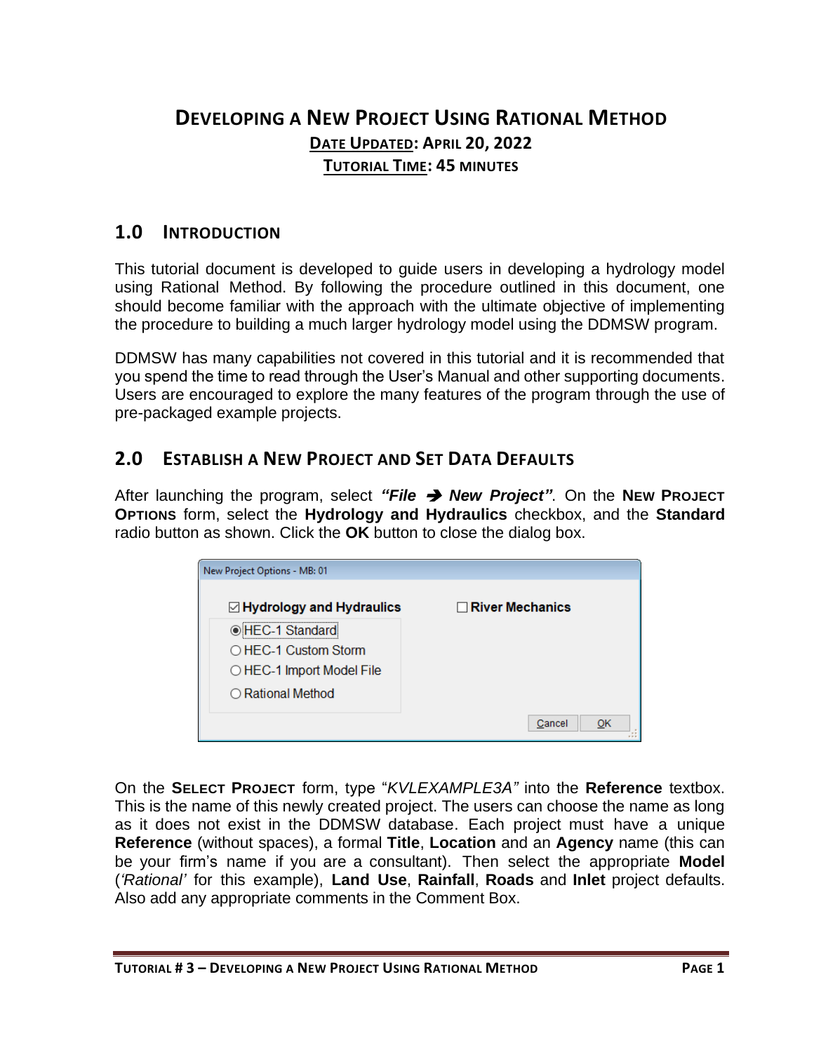# DEVELOPING A NEW PROJECT USING RATIONAL METHOD

**DATE UPDATED: APRIL 20, 2022**

**TUTORIAL TIME: 45 MINUTES**

## 1.0 INTRODUCTION

This tutorial document is developed to guide users in developing a hydrology model using Rational Method. By following the procedure outlined in this document, one should become familiar with the approach with the ultimate objective of implementing the procedure to building a much larger hydrology model using the DDMSW program.

DDMSW has many capabilities not covered in this tutorial and it is recommended that you spend the time to read through the User's Manual and other supporting documents. Users are encouraged to explore the many features of the program through the use of pre-packaged example projects.

## 2.0 ESTABLISH A NEW PROJECT AND SET DATA DEFAULTS

After launching the program, select ***"File → New Project"***. On the **NEW PROJECT OPTIONS** form, select the **Hydrology and Hydraulics** checkbox, and the **Standard** radio button as shown. Click the **OK** button to close the dialog box.

New Project Options - MB: 01

- ☑ **Hydrology and Hydraulics**
  - ◉ HEC-1 Standard
  - ○ HEC-1 Custom Storm
  - ○ HEC-1 Import Model File
  - ○ Rational Method
- ☐ **River Mechanics**

Cancel | OK

On the **SELECT PROJECT** form, type "*KVLEXAMPLE3A"* into the **Reference** textbox. This is the name of this newly created project. The users can choose the name as long as it does not exist in the DDMSW database. Each project must have a unique **Reference** (without spaces), a formal **Title**, **Location** and an **Agency** name (this can be your firm's name if you are a consultant). Then select the appropriate **Model** (*'Rational'* for this example), **Land Use**, **Rainfall**, **Roads** and **Inlet** project defaults. Also add any appropriate comments in the Comment Box.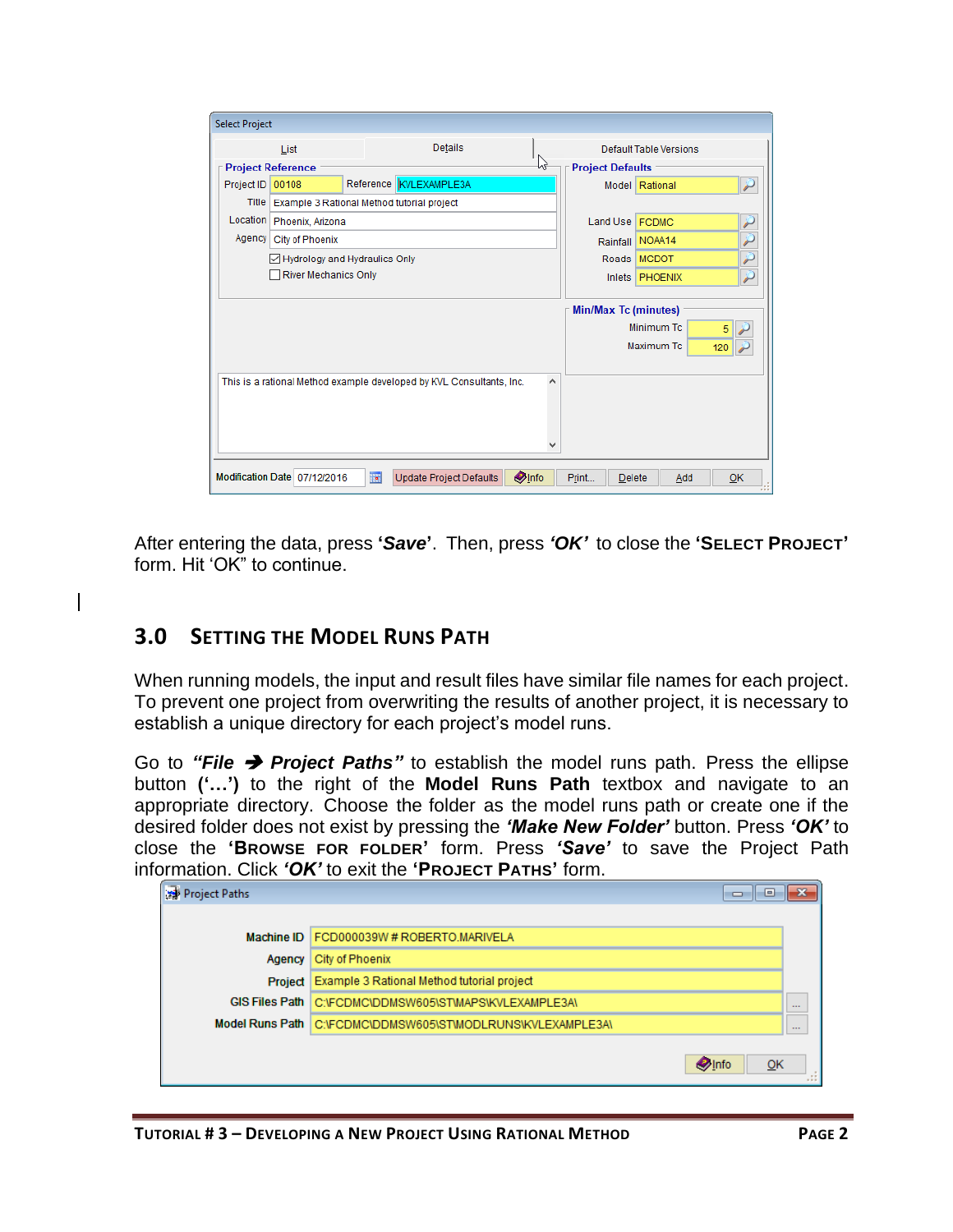After entering the data, press ‘***Save***’. Then, press ‘***OK***’ to close the ‘**SELECT PROJECT**’ form. Hit ‘OK” to continue.

## 3.0 SETTING THE MODEL RUNS PATH

When running models, the input and result files have similar file names for each project. To prevent one project from overwriting the results of another project, it is necessary to establish a unique directory for each project’s model runs.

Go to ***“File ➔ Project Paths”*** to establish the model runs path. Press the ellipse button **(‘…’)** to the right of the **Model Runs Path** textbox and navigate to an appropriate directory. Choose the folder as the model runs path or create one if the desired folder does not exist by pressing the ***‘Make New Folder’*** button. Press ***‘OK’*** to close the ‘**BROWSE FOR FOLDER**’ form. Press ***‘Save’*** to save the Project Path information. Click ***‘OK’*** to exit the ‘**PROJECT PATHS**’ form.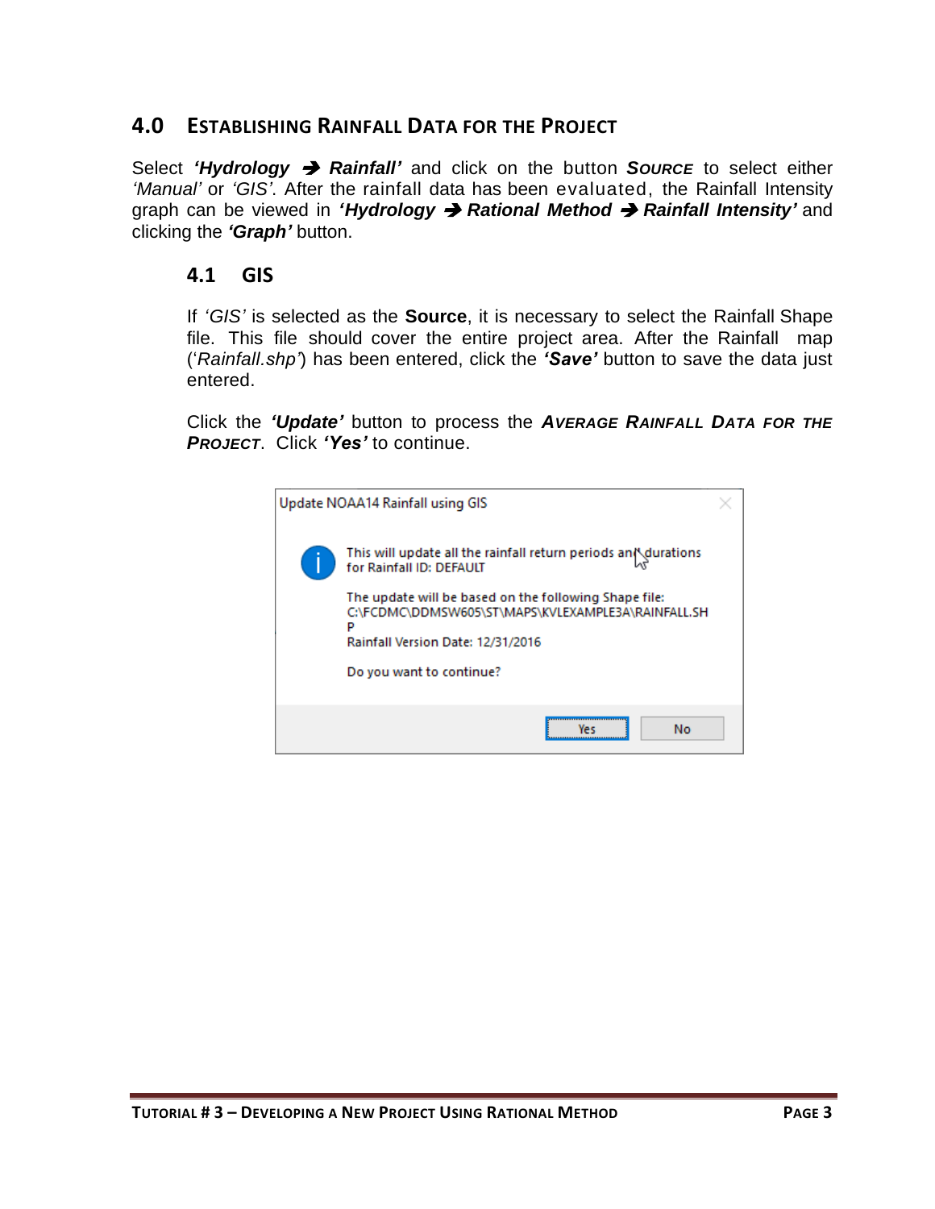## 4.0 ESTABLISHING RAINFALL DATA FOR THE PROJECT

Select ***'Hydrology ➔ Rainfall'*** and click on the button ***SOURCE*** to select either *'Manual'* or *'GIS'*. After the rainfall data has been evaluated, the Rainfall Intensity graph can be viewed in ***'Hydrology ➔ Rational Method ➔ Rainfall Intensity'*** and clicking the ***'Graph'*** button.

### 4.1 GIS

If *'GIS'* is selected as the **Source**, it is necessary to select the Rainfall Shape file. This file should cover the entire project area. After the Rainfall map (*'Rainfall.shp'*) has been entered, click the ***'Save'*** button to save the data just entered.

Click the ***'Update'*** button to process the ***AVERAGE RAINFALL DATA FOR THE PROJECT***. Click ***'Yes'*** to continue.

Update NOAA14 Rainfall using GIS

This will update all the rainfall return periods and durations for Rainfall ID: DEFAULT

The update will be based on the following Shape file:
C:\FCDMC\DDMSW605\ST\MAPS\KVLEXAMPLE3A\RAINFALL.SHP
Rainfall Version Date: 12/31/2016

Do you want to continue?

Yes | No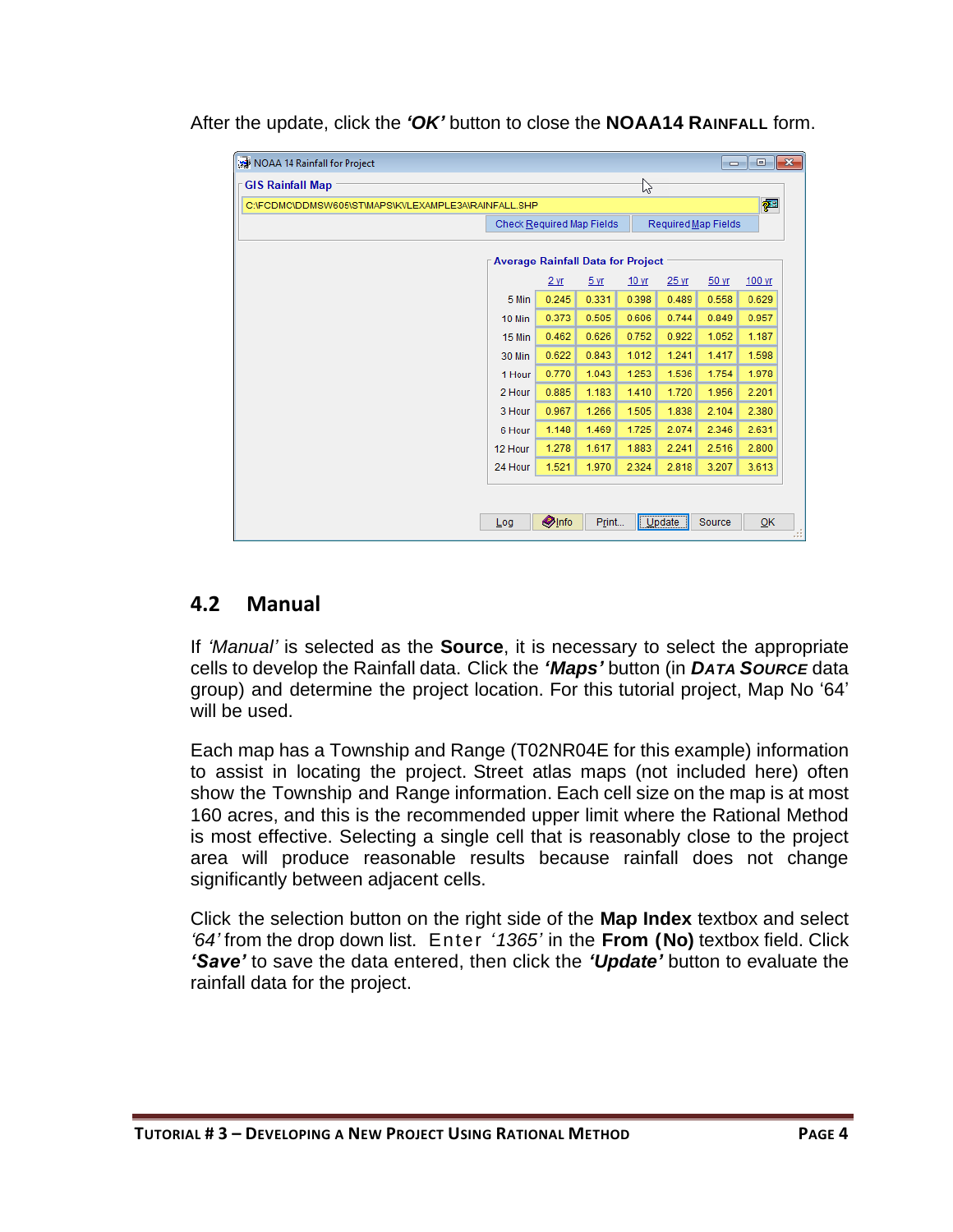After the update, click the ***'OK'*** button to close the **NOAA14 RAINFALL** form.

NOAA 14 Rainfall for Project

GIS Rainfall Map

C:\FCDMC\DDMSW606\STMAPS\KVLEXAMPLE3A\RAINFALL.SHP

Check Required Map Fields | Required Map Fields

Average Rainfall Data for Project

| | 2 yr | 5 yr | 10 yr | 25 yr | 50 yr | 100 yr |
|---|---|---|---|---|---|---|
| 5 Min | 0.245 | 0.331 | 0.398 | 0.489 | 0.558 | 0.629 |
| 10 Min | 0.373 | 0.505 | 0.606 | 0.744 | 0.849 | 0.957 |
| 15 Min | 0.462 | 0.626 | 0.752 | 0.922 | 1.052 | 1.187 |
| 30 Min | 0.622 | 0.843 | 1.012 | 1.241 | 1.417 | 1.598 |
| 1 Hour | 0.770 | 1.043 | 1.253 | 1.536 | 1.754 | 1.978 |
| 2 Hour | 0.885 | 1.183 | 1.410 | 1.720 | 1.956 | 2.201 |
| 3 Hour | 0.967 | 1.266 | 1.505 | 1.838 | 2.104 | 2.380 |
| 6 Hour | 1.148 | 1.469 | 1.725 | 2.074 | 2.346 | 2.631 |
| 12 Hour | 1.278 | 1.617 | 1.883 | 2.241 | 2.516 | 2.800 |
| 24 Hour | 1.521 | 1.970 | 2.324 | 2.818 | 3.207 | 3.613 |

Log | Info | Print... | Update | Source | OK

## 4.2 Manual

If *'Manual'* is selected as the **Source**, it is necessary to select the appropriate cells to develop the Rainfall data. Click the ***'Maps'*** button (in ***DATA SOURCE*** data group) and determine the project location. For this tutorial project, Map No '64' will be used.

Each map has a Township and Range (T02NR04E for this example) information to assist in locating the project. Street atlas maps (not included here) often show the Township and Range information. Each cell size on the map is at most 160 acres, and this is the recommended upper limit where the Rational Method is most effective. Selecting a single cell that is reasonably close to the project area will produce reasonable results because rainfall does not change significantly between adjacent cells.

Click the selection button on the right side of the **Map Index** textbox and select *'64'* from the drop down list. Enter *'1365'* in the **From (No)** textbox field. Click ***'Save'*** to save the data entered, then click the ***'Update'*** button to evaluate the rainfall data for the project.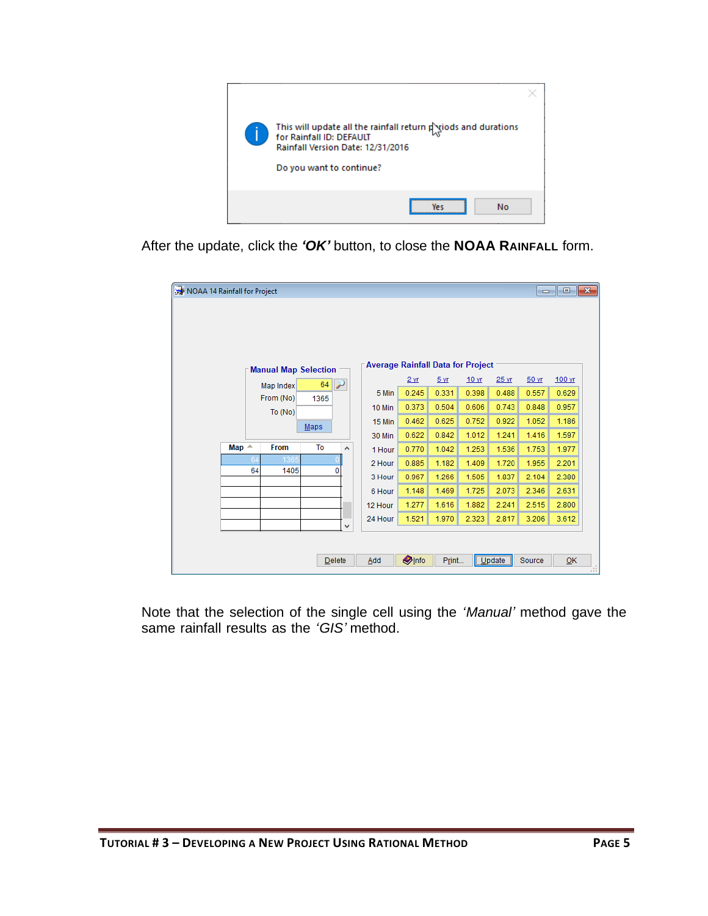After the update, click the ***'OK'*** button, to close the **NOAA RAINFALL** form.

Note that the selection of the single cell using the *'Manual'* method gave the same rainfall results as the *'GIS'* method.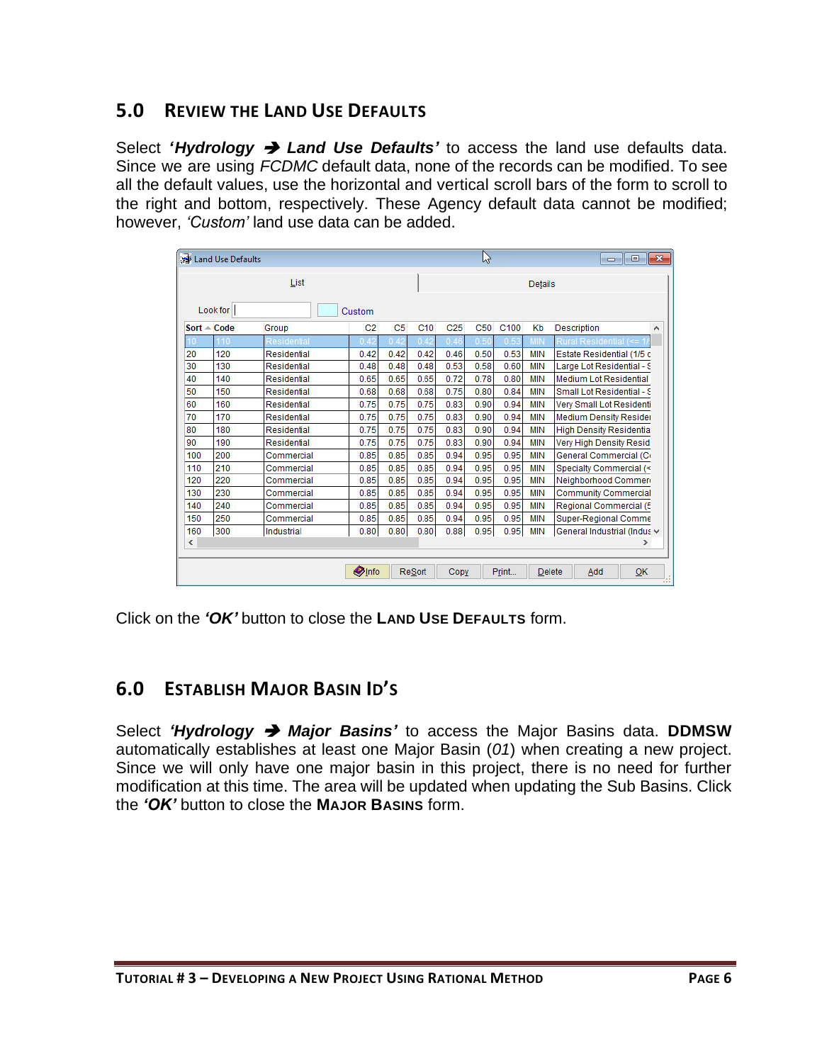## 5.0 REVIEW THE LAND USE DEFAULTS

Select ***'Hydrology → Land Use Defaults'*** to access the land use defaults data. Since we are using *FCDMC* default data, none of the records can be modified. To see all the default values, use the horizontal and vertical scroll bars of the form to scroll to the right and bottom, respectively. These Agency default data cannot be modified; however, *'Custom'* land use data can be added.

Land Use Defaults

List | Details

Look for | Custom

| Sort | Code | Group | C2 | C5 | C10 | C25 | C50 | C100 | Kb | Description |
|---|---|---|---|---|---|---|---|---|---|---|
| 10 | 110 | Residential | 0.42 | 0.42 | 0.42 | 0.46 | 0.50 | 0.53 | MIN | Rural Residential (<= 1/ |
| 20 | 120 | Residential | 0.42 | 0.42 | 0.42 | 0.46 | 0.50 | 0.53 | MIN | Estate Residential (1/5 c |
| 30 | 130 | Residential | 0.48 | 0.48 | 0.48 | 0.53 | 0.58 | 0.60 | MIN | Large Lot Residential - S |
| 40 | 140 | Residential | 0.65 | 0.65 | 0.65 | 0.72 | 0.78 | 0.80 | MIN | Medium Lot Residential |
| 50 | 150 | Residential | 0.68 | 0.68 | 0.68 | 0.75 | 0.80 | 0.84 | MIN | Small Lot Residential - S |
| 60 | 160 | Residential | 0.75 | 0.75 | 0.75 | 0.83 | 0.90 | 0.94 | MIN | Very Small Lot Residenti |
| 70 | 170 | Residential | 0.75 | 0.75 | 0.75 | 0.83 | 0.90 | 0.94 | MIN | Medium Density Reside |
| 80 | 180 | Residential | 0.75 | 0.75 | 0.75 | 0.83 | 0.90 | 0.94 | MIN | High Density Residentia |
| 90 | 190 | Residential | 0.75 | 0.75 | 0.75 | 0.83 | 0.90 | 0.94 | MIN | Very High Density Resid |
| 100 | 200 | Commercial | 0.85 | 0.85 | 0.85 | 0.94 | 0.95 | 0.95 | MIN | General Commercial (C |
| 110 | 210 | Commercial | 0.85 | 0.85 | 0.85 | 0.94 | 0.95 | 0.95 | MIN | Specialty Commercial (< |
| 120 | 220 | Commercial | 0.85 | 0.85 | 0.85 | 0.94 | 0.95 | 0.95 | MIN | Neighborhood Commer |
| 130 | 230 | Commercial | 0.85 | 0.85 | 0.85 | 0.94 | 0.95 | 0.95 | MIN | Community Commercial |
| 140 | 240 | Commercial | 0.85 | 0.85 | 0.85 | 0.94 | 0.95 | 0.95 | MIN | Regional Commercial (5 |
| 150 | 250 | Commercial | 0.85 | 0.85 | 0.85 | 0.94 | 0.95 | 0.95 | MIN | Super-Regional Comme |
| 160 | 300 | Industrial | 0.80 | 0.80 | 0.80 | 0.88 | 0.95 | 0.95 | MIN | General Industrial (Indus |

Info | ReSort | Copy | Print... | Delete | Add | OK

Click on the ***'OK'*** button to close the **LAND USE DEFAULTS** form.

## 6.0 ESTABLISH MAJOR BASIN ID'S

Select ***'Hydrology → Major Basins'*** to access the Major Basins data. **DDMSW** automatically establishes at least one Major Basin (*01*) when creating a new project. Since we will only have one major basin in this project, there is no need for further modification at this time. The area will be updated when updating the Sub Basins. Click the ***'OK'*** button to close the **MAJOR BASINS** form.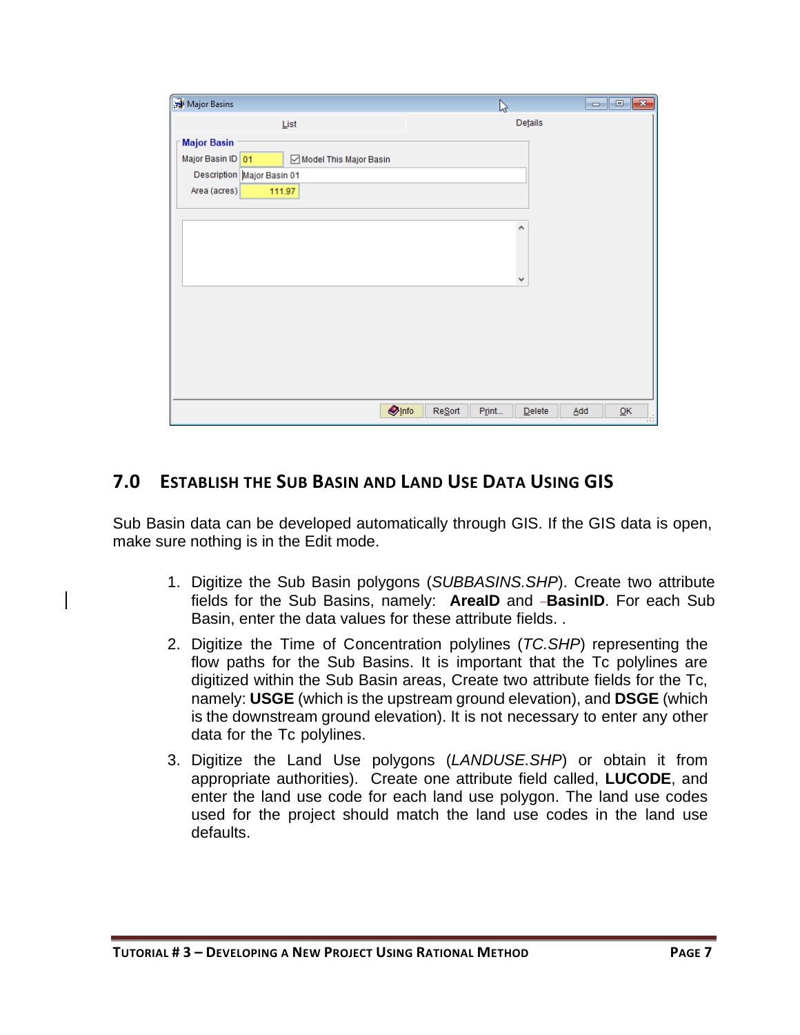## 7.0 ESTABLISH THE SUB BASIN AND LAND USE DATA USING GIS

Sub Basin data can be developed automatically through GIS. If the GIS data is open, make sure nothing is in the Edit mode.

1. Digitize the Sub Basin polygons (*SUBBASINS.SHP*). Create two attribute fields for the Sub Basins, namely: **AreaID** and **BasinID**. For each Sub Basin, enter the data values for these attribute fields. .
2. Digitize the Time of Concentration polylines (*TC.SHP*) representing the flow paths for the Sub Basins. It is important that the Tc polylines are digitized within the Sub Basin areas, Create two attribute fields for the Tc, namely: **USGE** (which is the upstream ground elevation), and **DSGE** (which is the downstream ground elevation). It is not necessary to enter any other data for the Tc polylines.
3. Digitize the Land Use polygons (*LANDUSE.SHP*) or obtain it from appropriate authorities). Create one attribute field called, **LUCODE**, and enter the land use code for each land use polygon. The land use codes used for the project should match the land use codes in the land use defaults.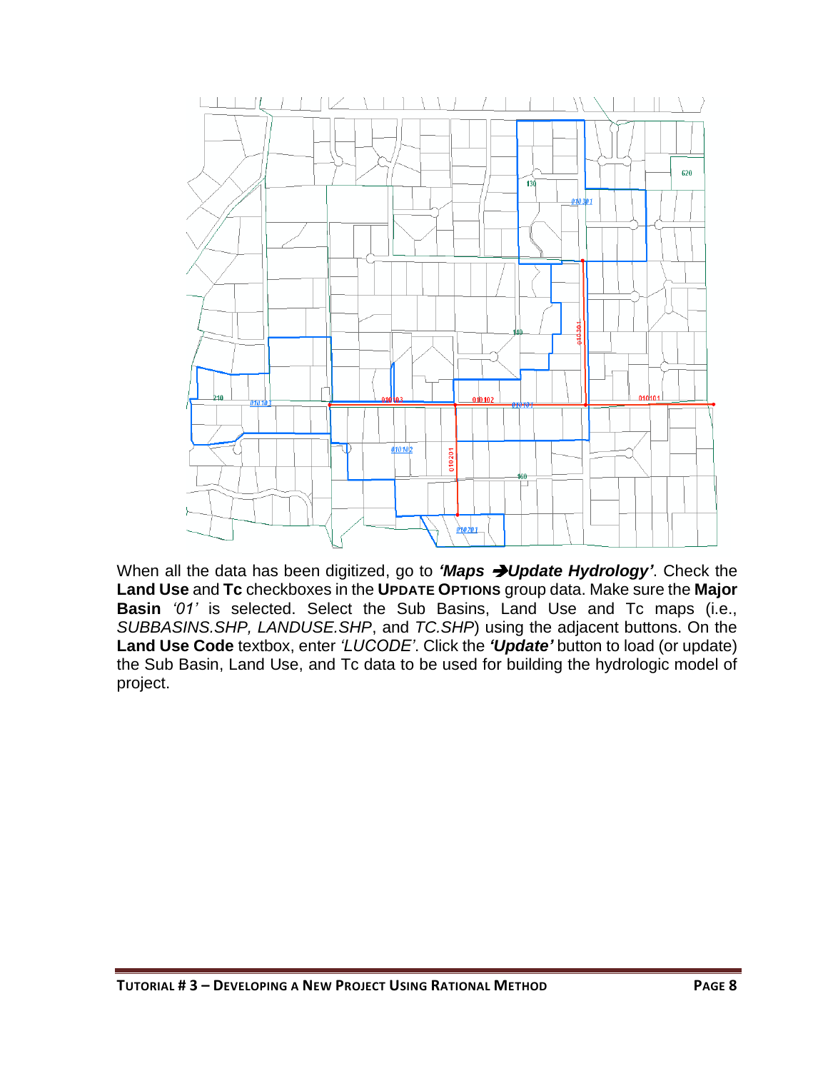When all the data has been digitized, go to ***'Maps → Update Hydrology'***. Check the **Land Use** and **Tc** checkboxes in the **UPDATE OPTIONS** group data. Make sure the **Major Basin** *'01'* is selected. Select the Sub Basins, Land Use and Tc maps (i.e., *SUBBASINS.SHP, LANDUSE.SHP*, and *TC.SHP*) using the adjacent buttons. On the **Land Use Code** textbox, enter *'LUCODE'*. Click the ***'Update'*** button to load (or update) the Sub Basin, Land Use, and Tc data to be used for building the hydrologic model of project.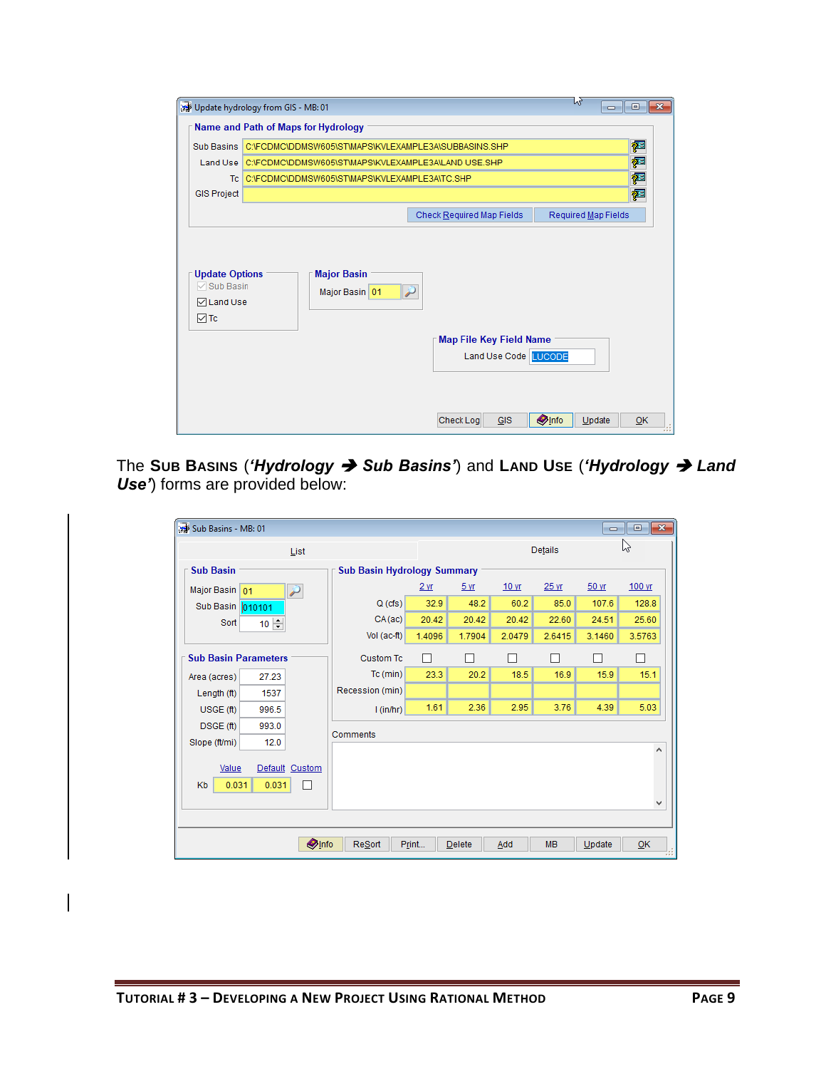The **Sub Basins** (***'Hydrology → Sub Basins'***) and **Land Use** (***'Hydrology → Land Use'***) forms are provided below: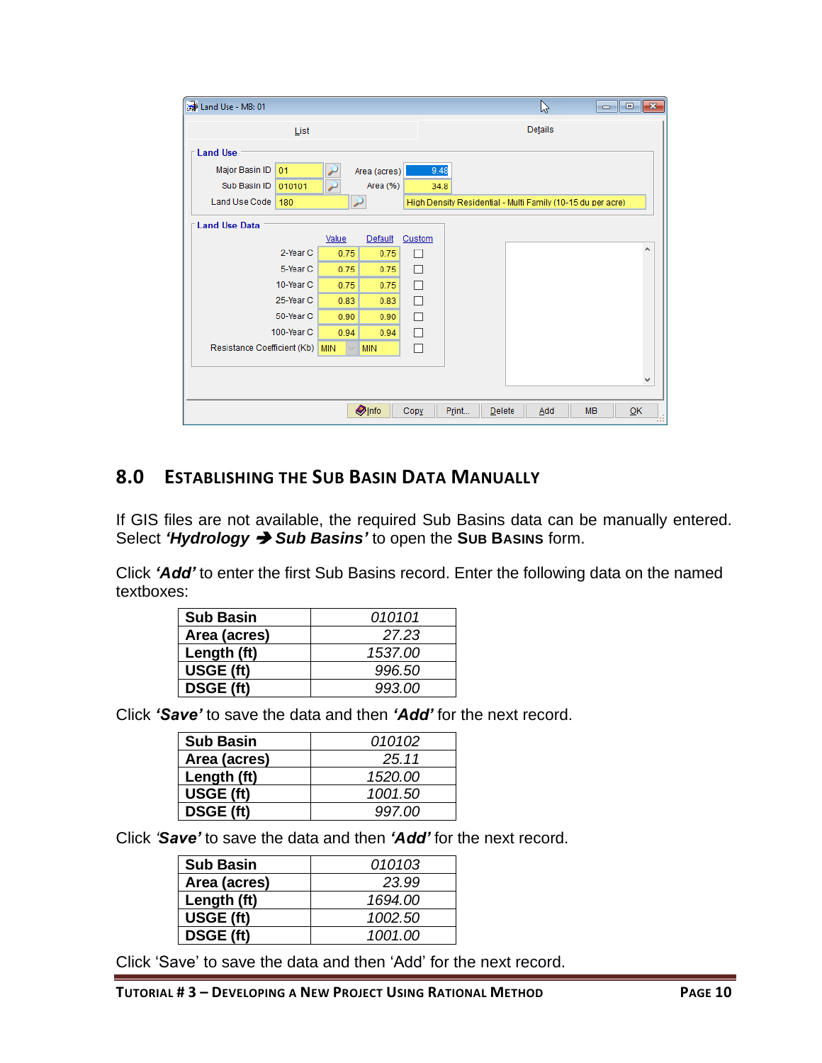## 8.0 ESTABLISHING THE SUB BASIN DATA MANUALLY

If GIS files are not available, the required Sub Basins data can be manually entered. Select ***'Hydrology → Sub Basins'*** to open the **SUB BASINS** form.

Click ***'Add'*** to enter the first Sub Basins record. Enter the following data on the named textboxes:

| **Sub Basin** | *010101* |
|---|---|
| **Area (acres)** | *27.23* |
| **Length (ft)** | *1537.00* |
| **USGE (ft)** | *996.50* |
| **DSGE (ft)** | *993.00* |

Click ***'Save'*** to save the data and then ***'Add'*** for the next record.

| **Sub Basin** | *010102* |
|---|---|
| **Area (acres)** | *25.11* |
| **Length (ft)** | *1520.00* |
| **USGE (ft)** | *1001.50* |
| **DSGE (ft)** | *997.00* |

Click ***'Save'*** to save the data and then ***'Add'*** for the next record.

| **Sub Basin** | *010103* |
|---|---|
| **Area (acres)** | *23.99* |
| **Length (ft)** | *1694.00* |
| **USGE (ft)** | *1002.50* |
| **DSGE (ft)** | *1001.00* |

Click 'Save' to save the data and then 'Add' for the next record.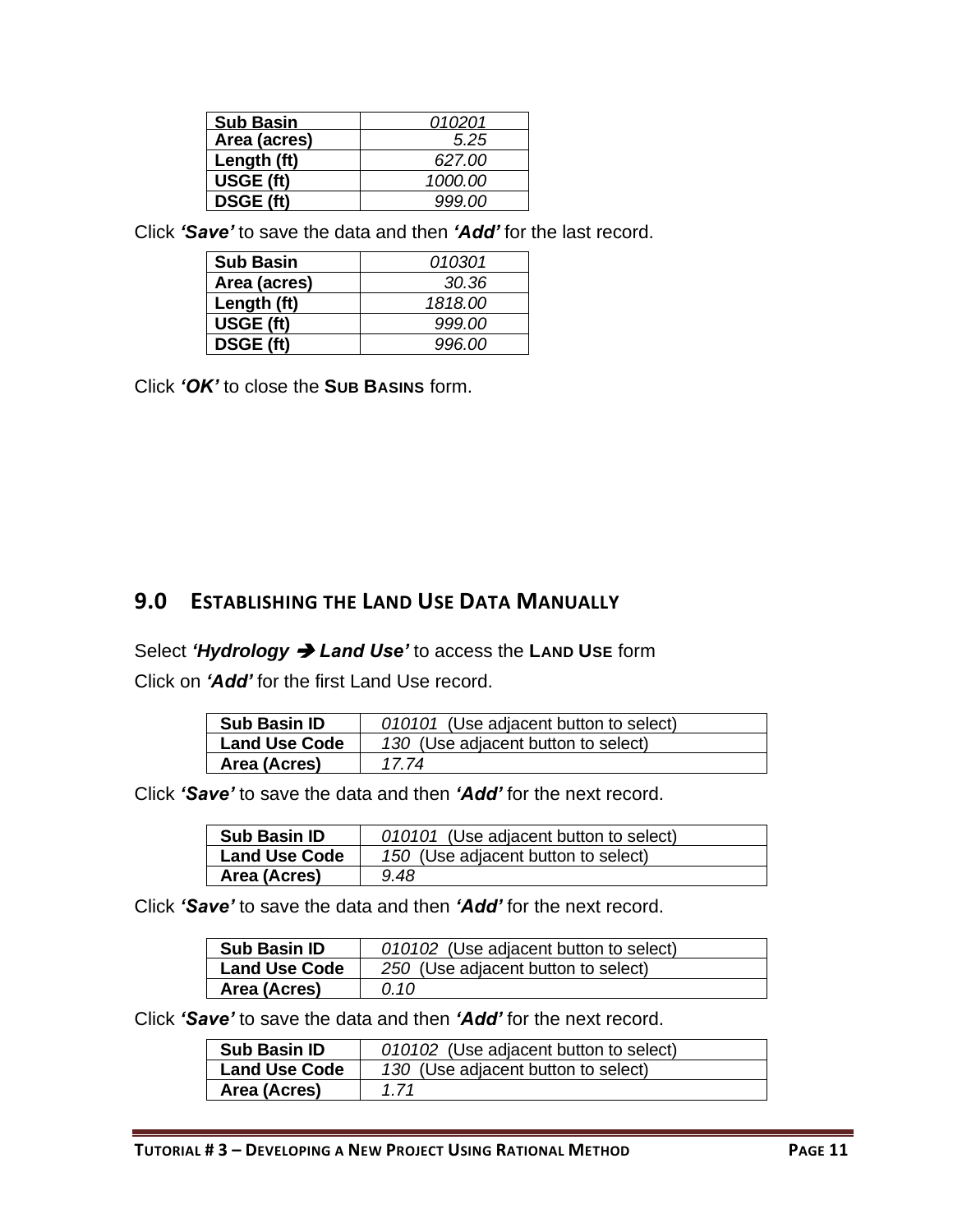| Sub Basin | 010201 |
|---|---|
| Area (acres) | 5.25 |
| Length (ft) | 627.00 |
| USGE (ft) | 1000.00 |
| DSGE (ft) | 999.00 |

Click ***'Save'*** to save the data and then ***'Add'*** for the last record.

| Sub Basin | 010301 |
|---|---|
| Area (acres) | 30.36 |
| Length (ft) | 1818.00 |
| USGE (ft) | 999.00 |
| DSGE (ft) | 996.00 |

Click ***'OK'*** to close the **SUB BASINS** form.

## 9.0 ESTABLISHING THE LAND USE DATA MANUALLY

Select ***'Hydrology ➔ Land Use'*** to access the **LAND USE** form

Click on ***'Add'*** for the first Land Use record.

| Sub Basin ID | *010101* (Use adjacent button to select) |
|---|---|
| Land Use Code | *130* (Use adjacent button to select) |
| Area (Acres) | *17.74* |

Click ***'Save'*** to save the data and then ***'Add'*** for the next record.

| Sub Basin ID | *010101* (Use adjacent button to select) |
|---|---|
| Land Use Code | *150* (Use adjacent button to select) |
| Area (Acres) | *9.48* |

Click ***'Save'*** to save the data and then ***'Add'*** for the next record.

| Sub Basin ID | *010102* (Use adjacent button to select) |
|---|---|
| Land Use Code | *250* (Use adjacent button to select) |
| Area (Acres) | *0.10* |

Click ***'Save'*** to save the data and then ***'Add'*** for the next record.

| Sub Basin ID | *010102* (Use adjacent button to select) |
|---|---|
| Land Use Code | *130* (Use adjacent button to select) |
| Area (Acres) | *1.71* |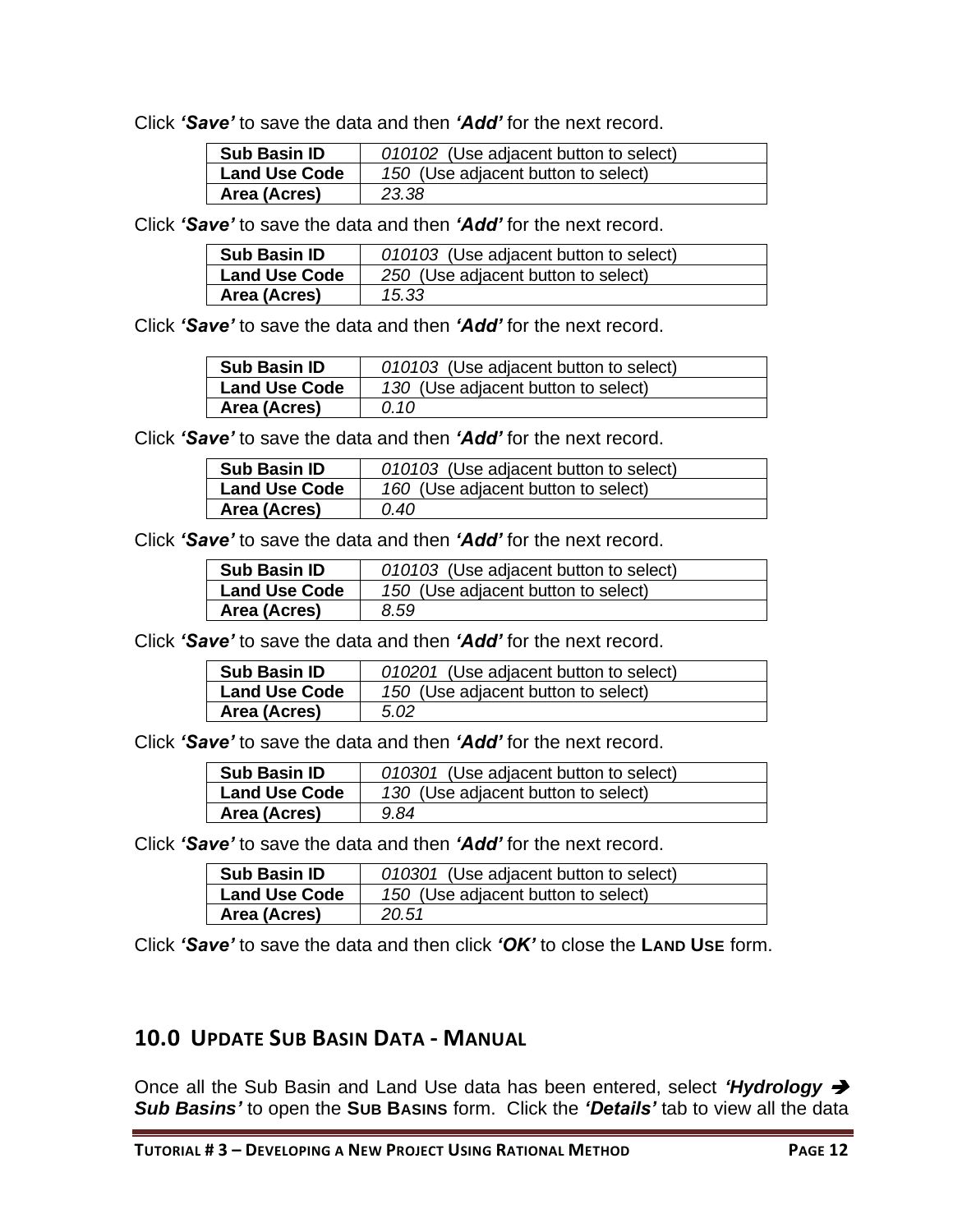Click ***'Save'*** to save the data and then ***'Add'*** for the next record.

| **Sub Basin ID** | *010102* (Use adjacent button to select) |
|---|---|
| **Land Use Code** | *150* (Use adjacent button to select) |
| **Area (Acres)** | *23.38* |

Click ***'Save'*** to save the data and then ***'Add'*** for the next record.

| **Sub Basin ID** | *010103* (Use adjacent button to select) |
|---|---|
| **Land Use Code** | *250* (Use adjacent button to select) |
| **Area (Acres)** | *15.33* |

Click ***'Save'*** to save the data and then ***'Add'*** for the next record.

| **Sub Basin ID** | *010103* (Use adjacent button to select) |
|---|---|
| **Land Use Code** | *130* (Use adjacent button to select) |
| **Area (Acres)** | *0.10* |

Click ***'Save'*** to save the data and then ***'Add'*** for the next record.

| **Sub Basin ID** | *010103* (Use adjacent button to select) |
|---|---|
| **Land Use Code** | *160* (Use adjacent button to select) |
| **Area (Acres)** | *0.40* |

Click ***'Save'*** to save the data and then ***'Add'*** for the next record.

| **Sub Basin ID** | *010103* (Use adjacent button to select) |
|---|---|
| **Land Use Code** | *150* (Use adjacent button to select) |
| **Area (Acres)** | *8.59* |

Click ***'Save'*** to save the data and then ***'Add'*** for the next record.

| **Sub Basin ID** | *010201* (Use adjacent button to select) |
|---|---|
| **Land Use Code** | *150* (Use adjacent button to select) |
| **Area (Acres)** | *5.02* |

Click ***'Save'*** to save the data and then ***'Add'*** for the next record.

| **Sub Basin ID** | *010301* (Use adjacent button to select) |
|---|---|
| **Land Use Code** | *130* (Use adjacent button to select) |
| **Area (Acres)** | *9.84* |

Click ***'Save'*** to save the data and then ***'Add'*** for the next record.

| **Sub Basin ID** | *010301* (Use adjacent button to select) |
|---|---|
| **Land Use Code** | *150* (Use adjacent button to select) |
| **Area (Acres)** | *20.51* |

Click ***'Save'*** to save the data and then click ***'OK'*** to close the **LAND USE** form.

## 10.0 UPDATE SUB BASIN DATA - MANUAL

Once all the Sub Basin and Land Use data has been entered, select ***'Hydrology → Sub Basins'*** to open the **SUB BASINS** form. Click the ***'Details'*** tab to view all the data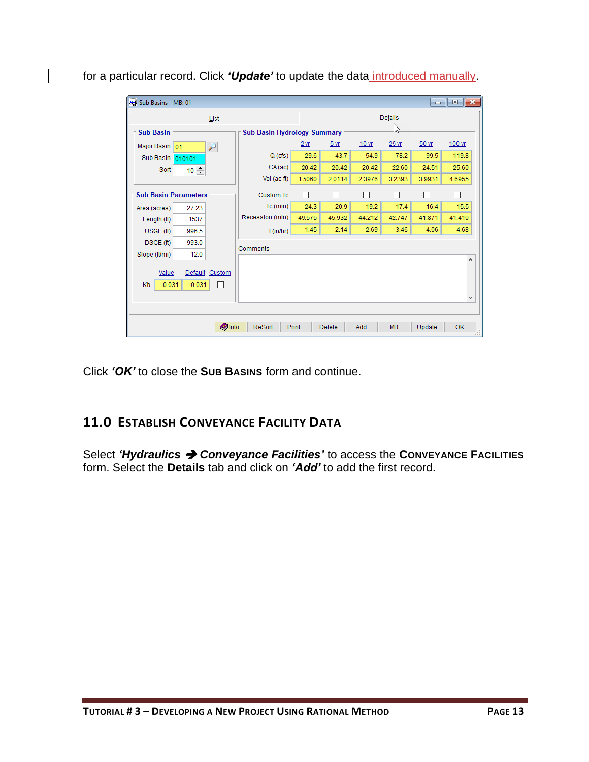for a particular record. Click ***'Update'*** to update the data introduced manually.

Click ***'OK'*** to close the **SUB BASINS** form and continue.

## 11.0 ESTABLISH CONVEYANCE FACILITY DATA

Select ***'Hydraulics ➔ Conveyance Facilities'*** to access the **CONVEYANCE FACILITIES** form. Select the **Details** tab and click on ***'Add'*** to add the first record.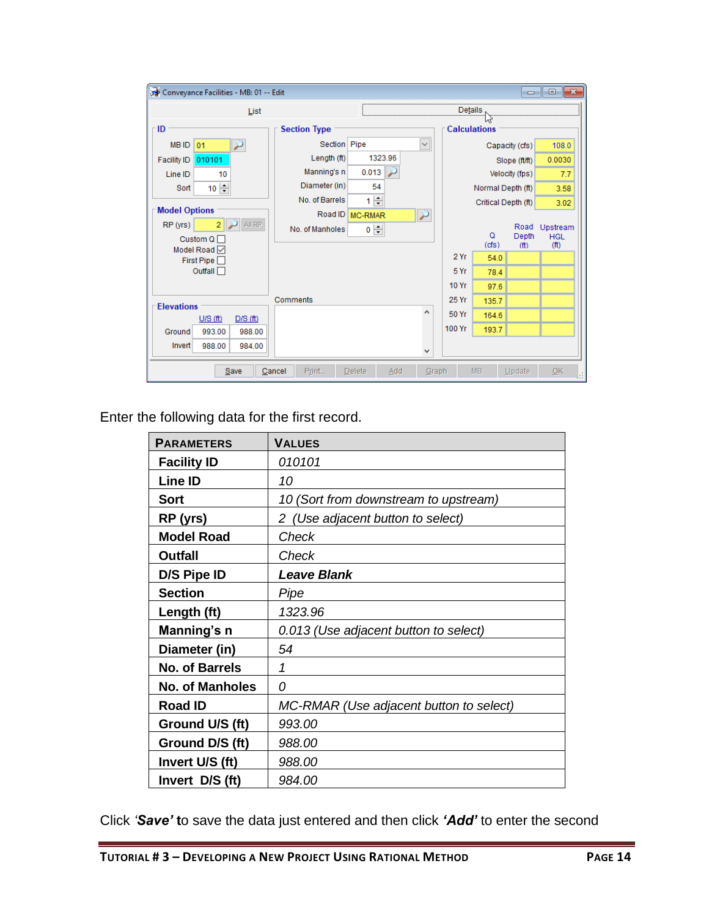Enter the following data for the first record.

| PARAMETERS | VALUES |
|---|---|
| **Facility ID** | *010101* |
| **Line ID** | *10* |
| **Sort** | *10 (Sort from downstream to upstream)* |
| **RP (yrs)** | *2 (Use adjacent button to select)* |
| **Model Road** | *Check* |
| **Outfall** | *Check* |
| **D/S Pipe ID** | ***Leave Blank*** |
| **Section** | *Pipe* |
| **Length (ft)** | *1323.96* |
| **Manning's n** | *0.013 (Use adjacent button to select)* |
| **Diameter (in)** | *54* |
| **No. of Barrels** | *1* |
| **No. of Manholes** | *0* |
| **Road ID** | *MC-RMAR (Use adjacent button to select)* |
| **Ground U/S (ft)** | *993.00* |
| **Ground D/S (ft)** | *988.00* |
| **Invert U/S (ft)** | *988.00* |
| **Invert D/S (ft)** | *984.00* |

Click ***'Save'*** to save the data just entered and then click ***'Add'*** to enter the second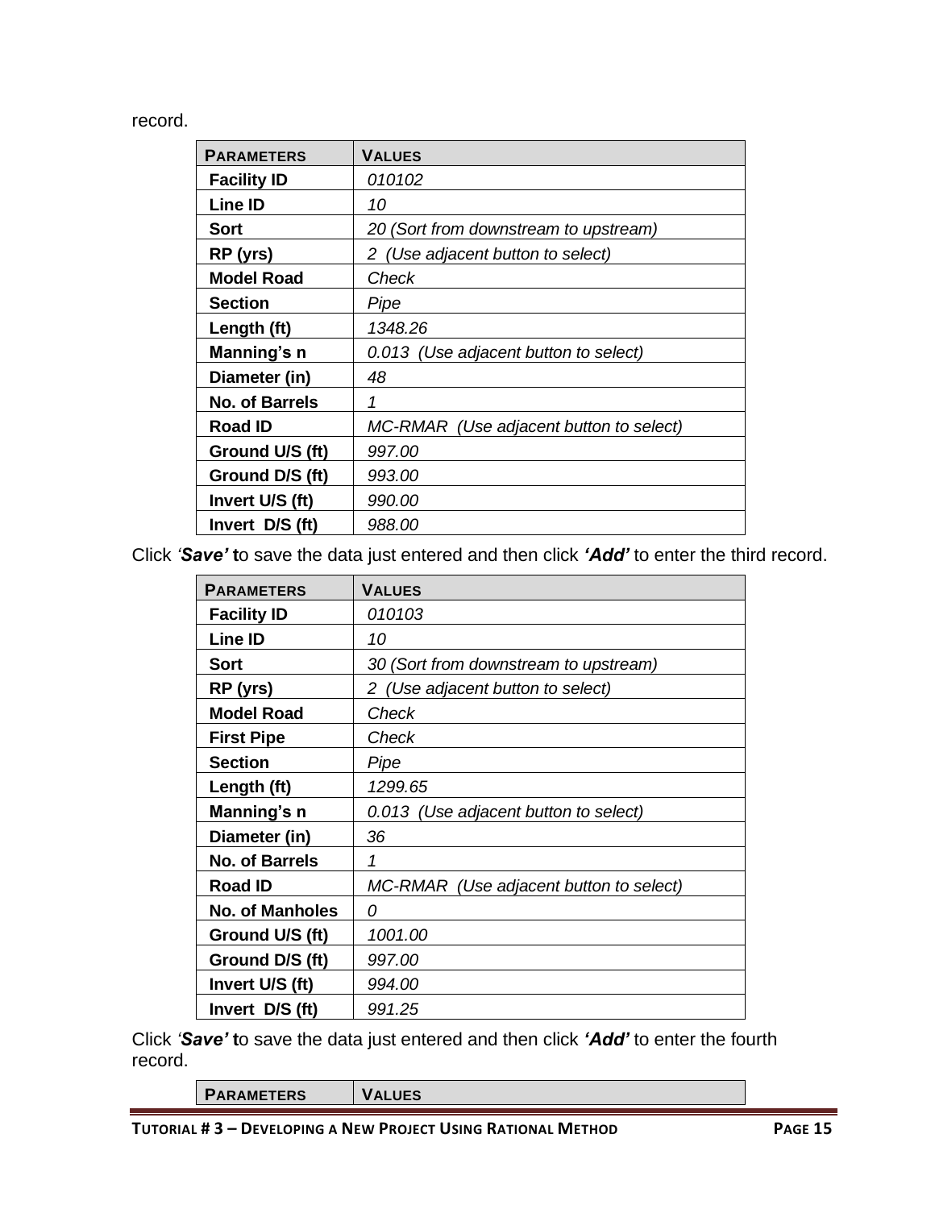record.

| PARAMETERS | VALUES |
|---|---|
| **Facility ID** | *010102* |
| **Line ID** | *10* |
| **Sort** | *20 (Sort from downstream to upstream)* |
| **RP (yrs)** | *2 (Use adjacent button to select)* |
| **Model Road** | *Check* |
| **Section** | *Pipe* |
| **Length (ft)** | *1348.26* |
| **Manning's n** | *0.013 (Use adjacent button to select)* |
| **Diameter (in)** | *48* |
| **No. of Barrels** | *1* |
| **Road ID** | *MC-RMAR (Use adjacent button to select)* |
| **Ground U/S (ft)** | *997.00* |
| **Ground D/S (ft)** | *993.00* |
| **Invert U/S (ft)** | *990.00* |
| **Invert D/S (ft)** | *988.00* |

Click *'**Save'** **t***o save the data just entered and then click ***'Add'*** to enter the third record.

| PARAMETERS | VALUES |
|---|---|
| **Facility ID** | *010103* |
| **Line ID** | *10* |
| **Sort** | *30 (Sort from downstream to upstream)* |
| **RP (yrs)** | *2 (Use adjacent button to select)* |
| **Model Road** | *Check* |
| **First Pipe** | *Check* |
| **Section** | *Pipe* |
| **Length (ft)** | *1299.65* |
| **Manning's n** | *0.013 (Use adjacent button to select)* |
| **Diameter (in)** | *36* |
| **No. of Barrels** | *1* |
| **Road ID** | *MC-RMAR (Use adjacent button to select)* |
| **No. of Manholes** | *0* |
| **Ground U/S (ft)** | *1001.00* |
| **Ground D/S (ft)** | *997.00* |
| **Invert U/S (ft)** | *994.00* |
| **Invert D/S (ft)** | *991.25* |

Click *'**Save'** **t***o save the data just entered and then click ***'Add'*** to enter the fourth record.

| PARAMETERS | VALUES |
|---|---|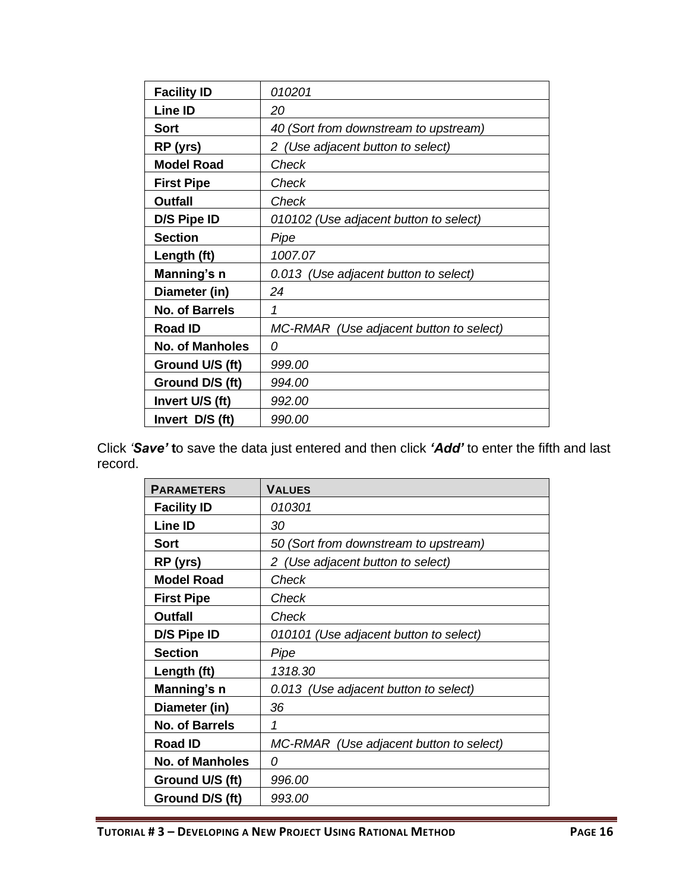| Facility ID | *010201* |
|---|---|
| **Line ID** | *20* |
| **Sort** | *40 (Sort from downstream to upstream)* |
| **RP (yrs)** | *2 (Use adjacent button to select)* |
| **Model Road** | *Check* |
| **First Pipe** | *Check* |
| **Outfall** | *Check* |
| **D/S Pipe ID** | *010102 (Use adjacent button to select)* |
| **Section** | *Pipe* |
| **Length (ft)** | *1007.07* |
| **Manning's n** | *0.013 (Use adjacent button to select)* |
| **Diameter (in)** | *24* |
| **No. of Barrels** | *1* |
| **Road ID** | *MC-RMAR (Use adjacent button to select)* |
| **No. of Manholes** | *0* |
| **Ground U/S (ft)** | *999.00* |
| **Ground D/S (ft)** | *994.00* |
| **Invert U/S (ft)** | *992.00* |
| **Invert D/S (ft)** | *990.00* |

Click ***'Save'*** to save the data just entered and then click ***'Add'*** to enter the fifth and last record.

| PARAMETERS | VALUES |
|---|---|
| **Facility ID** | *010301* |
| **Line ID** | *30* |
| **Sort** | *50 (Sort from downstream to upstream)* |
| **RP (yrs)** | *2 (Use adjacent button to select)* |
| **Model Road** | *Check* |
| **First Pipe** | *Check* |
| **Outfall** | *Check* |
| **D/S Pipe ID** | *010101 (Use adjacent button to select)* |
| **Section** | *Pipe* |
| **Length (ft)** | *1318.30* |
| **Manning's n** | *0.013 (Use adjacent button to select)* |
| **Diameter (in)** | *36* |
| **No. of Barrels** | *1* |
| **Road ID** | *MC-RMAR (Use adjacent button to select)* |
| **No. of Manholes** | *0* |
| **Ground U/S (ft)** | *996.00* |
| **Ground D/S (ft)** | *993.00* |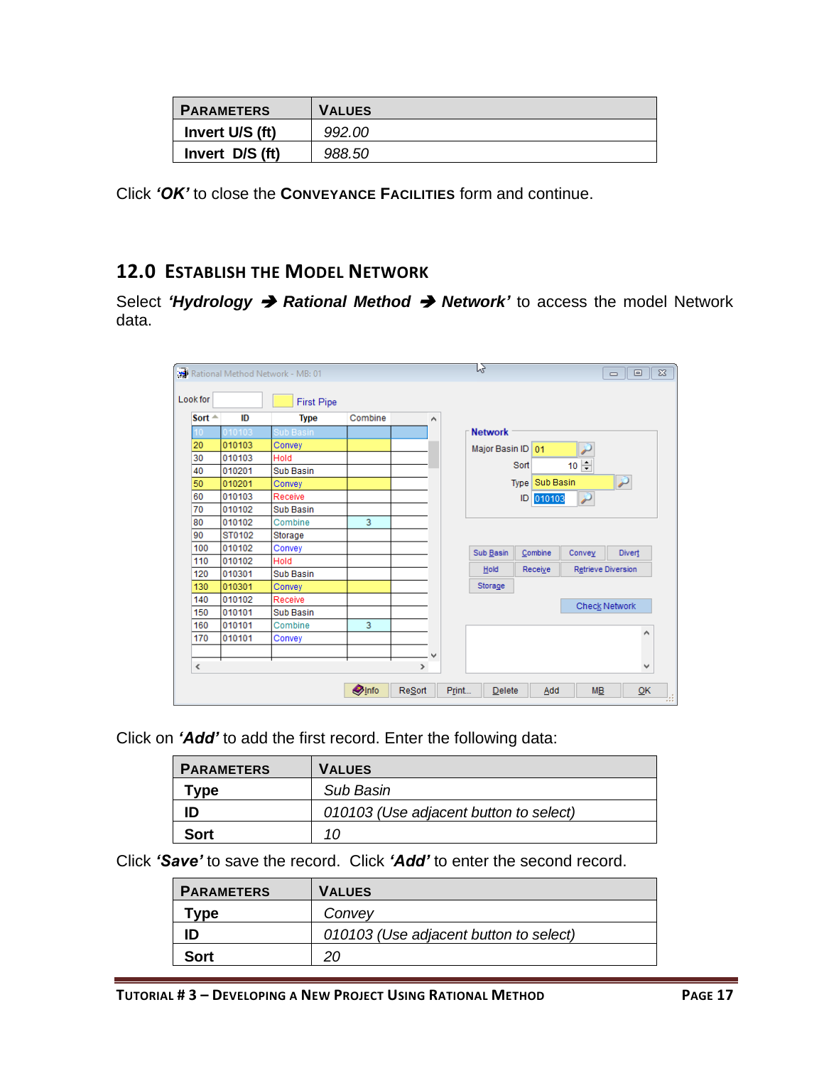| Parameters | Values |
|---|---|
| **Invert U/S (ft)** | *992.00* |
| **Invert D/S (ft)** | *988.50* |

Click ***'OK'*** to close the **Conveyance Facilities** form and continue.

## 12.0 Establish the Model Network

Select ***'Hydrology → Rational Method → Network'*** to access the model Network data.

Click on ***'Add'*** to add the first record. Enter the following data:

| Parameters | Values |
|---|---|
| **Type** | *Sub Basin* |
| **ID** | *010103 (Use adjacent button to select)* |
| **Sort** | *10* |

Click ***'Save'*** to save the record. Click ***'Add'*** to enter the second record.

| Parameters | Values |
|---|---|
| **Type** | *Convey* |
| **ID** | *010103 (Use adjacent button to select)* |
| **Sort** | *20* |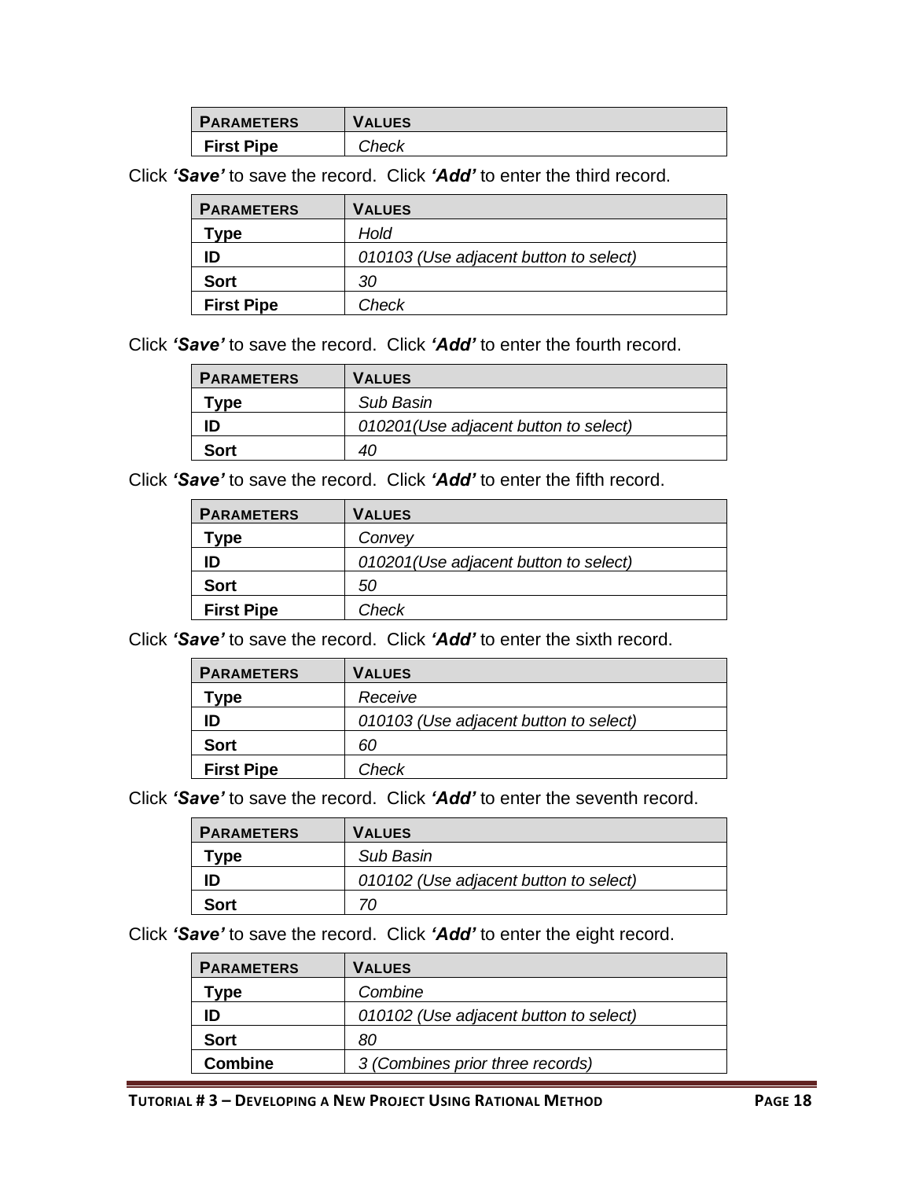| PARAMETERS | VALUES |
|---|---|
| **First Pipe** | *Check* |

Click ***'Save'*** to save the record. Click ***'Add'*** to enter the third record.

| PARAMETERS | VALUES |
|---|---|
| **Type** | *Hold* |
| **ID** | *010103 (Use adjacent button to select)* |
| **Sort** | *30* |
| **First Pipe** | *Check* |

Click ***'Save'*** to save the record. Click ***'Add'*** to enter the fourth record.

| PARAMETERS | VALUES |
|---|---|
| **Type** | *Sub Basin* |
| **ID** | *010201(Use adjacent button to select)* |
| **Sort** | *40* |

Click ***'Save'*** to save the record. Click ***'Add'*** to enter the fifth record.

| PARAMETERS | VALUES |
|---|---|
| **Type** | *Convey* |
| **ID** | *010201(Use adjacent button to select)* |
| **Sort** | *50* |
| **First Pipe** | *Check* |

Click ***'Save'*** to save the record. Click ***'Add'*** to enter the sixth record.

| PARAMETERS | VALUES |
|---|---|
| **Type** | *Receive* |
| **ID** | *010103 (Use adjacent button to select)* |
| **Sort** | *60* |
| **First Pipe** | *Check* |

Click ***'Save'*** to save the record. Click ***'Add'*** to enter the seventh record.

| PARAMETERS | VALUES |
|---|---|
| **Type** | *Sub Basin* |
| **ID** | *010102 (Use adjacent button to select)* |
| **Sort** | *70* |

Click ***'Save'*** to save the record. Click ***'Add'*** to enter the eight record.

| PARAMETERS | VALUES |
|---|---|
| **Type** | *Combine* |
| **ID** | *010102 (Use adjacent button to select)* |
| **Sort** | *80* |
| **Combine** | *3 (Combines prior three records)* |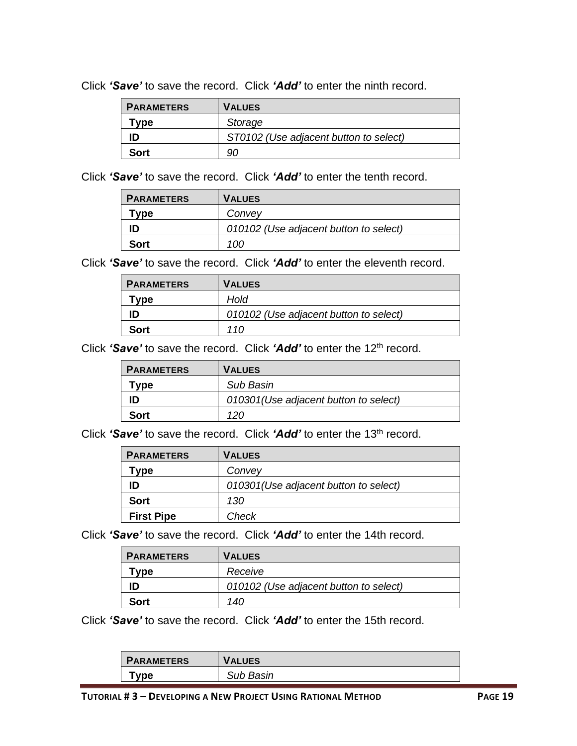Click ***'Save'*** to save the record. Click ***'Add'*** to enter the ninth record.

| PARAMETERS | VALUES |
|---|---|
| **Type** | *Storage* |
| **ID** | *ST0102 (Use adjacent button to select)* |
| **Sort** | *90* |

Click ***'Save'*** to save the record. Click ***'Add'*** to enter the tenth record.

| PARAMETERS | VALUES |
|---|---|
| **Type** | *Convey* |
| **ID** | *010102 (Use adjacent button to select)* |
| **Sort** | *100* |

Click ***'Save'*** to save the record. Click ***'Add'*** to enter the eleventh record.

| PARAMETERS | VALUES |
|---|---|
| **Type** | *Hold* |
| **ID** | *010102 (Use adjacent button to select)* |
| **Sort** | *110* |

Click ***'Save'*** to save the record. Click ***'Add'*** to enter the 12th record.

| PARAMETERS | VALUES |
|---|---|
| **Type** | *Sub Basin* |
| **ID** | *010301(Use adjacent button to select)* |
| **Sort** | *120* |

Click ***'Save'*** to save the record. Click ***'Add'*** to enter the 13th record.

| PARAMETERS | VALUES |
|---|---|
| **Type** | *Convey* |
| **ID** | *010301(Use adjacent button to select)* |
| **Sort** | *130* |
| **First Pipe** | *Check* |

Click ***'Save'*** to save the record. Click ***'Add'*** to enter the 14th record.

| PARAMETERS | VALUES |
|---|---|
| **Type** | *Receive* |
| **ID** | *010102 (Use adjacent button to select)* |
| **Sort** | *140* |

Click ***'Save'*** to save the record. Click ***'Add'*** to enter the 15th record.

| PARAMETERS | VALUES |
|---|---|
| **Type** | *Sub Basin* |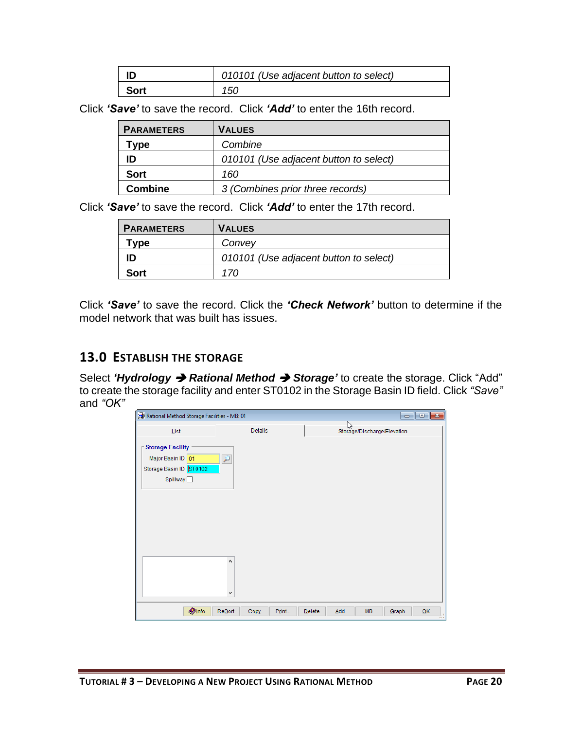| ID | *010101 (Use adjacent button to select)* |
| --- | --- |
| **Sort** | *150* |

Click ***'Save'*** to save the record. Click ***'Add'*** to enter the 16th record.

| PARAMETERS | VALUES |
| --- | --- |
| **Type** | *Combine* |
| **ID** | *010101 (Use adjacent button to select)* |
| **Sort** | *160* |
| **Combine** | *3 (Combines prior three records)* |

Click ***'Save'*** to save the record. Click ***'Add'*** to enter the 17th record.

| PARAMETERS | VALUES |
| --- | --- |
| **Type** | *Convey* |
| **ID** | *010101 (Use adjacent button to select)* |
| **Sort** | *170* |

Click ***'Save'*** to save the record. Click the ***'Check Network'*** button to determine if the model network that was built has issues.

## 13.0 ESTABLISH THE STORAGE

Select ***'Hydrology → Rational Method → Storage'*** to create the storage. Click "Add" to create the storage facility and enter ST0102 in the Storage Basin ID field. Click *"Save"* and *"OK"*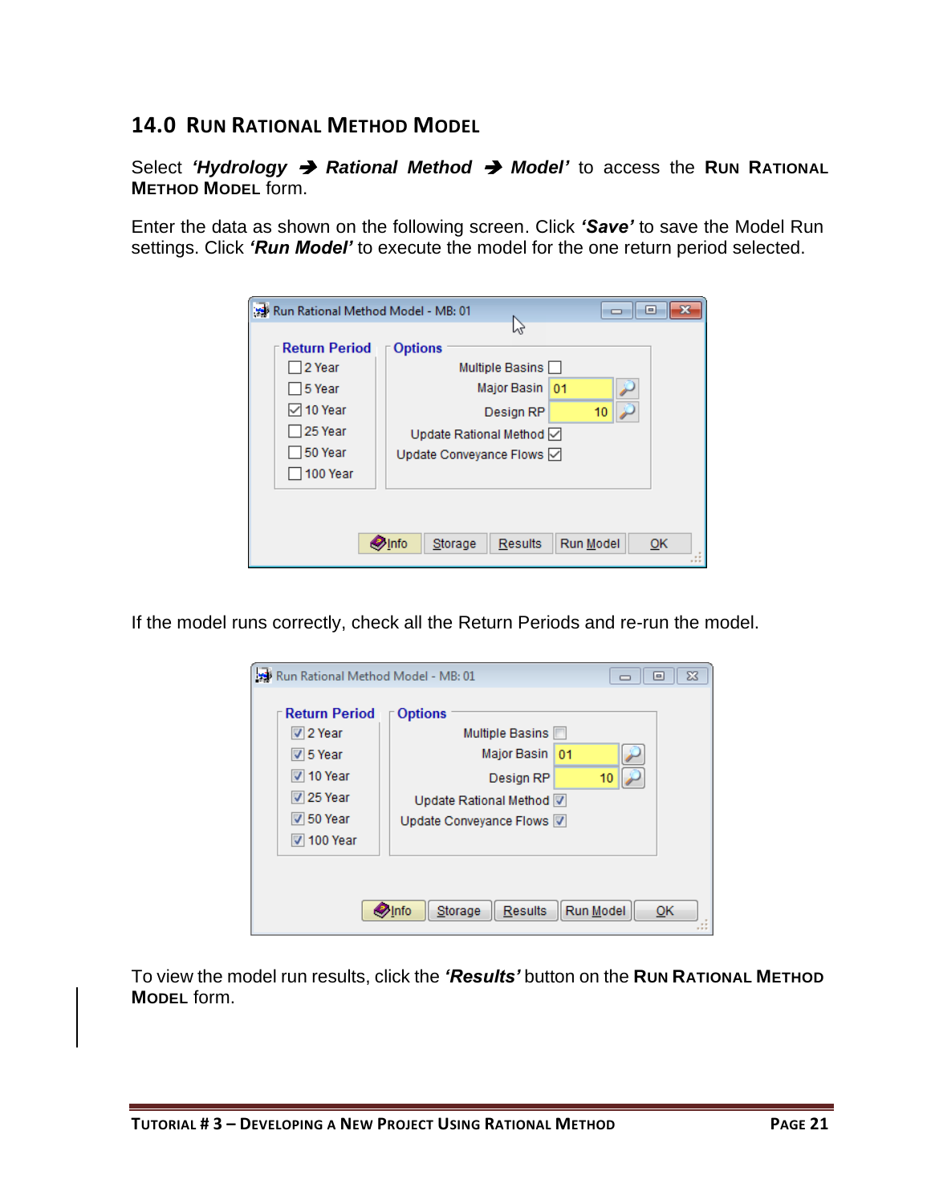# 14.0 Run Rational Method Model

Select ***'Hydrology → Rational Method → Model'*** to access the **Run Rational Method Model** form.

Enter the data as shown on the following screen. Click ***'Save'*** to save the Model Run settings. Click ***'Run Model'*** to execute the model for the one return period selected.

If the model runs correctly, check all the Return Periods and re-run the model.

To view the model run results, click the ***'Results'*** button on the **Run Rational Method Model** form.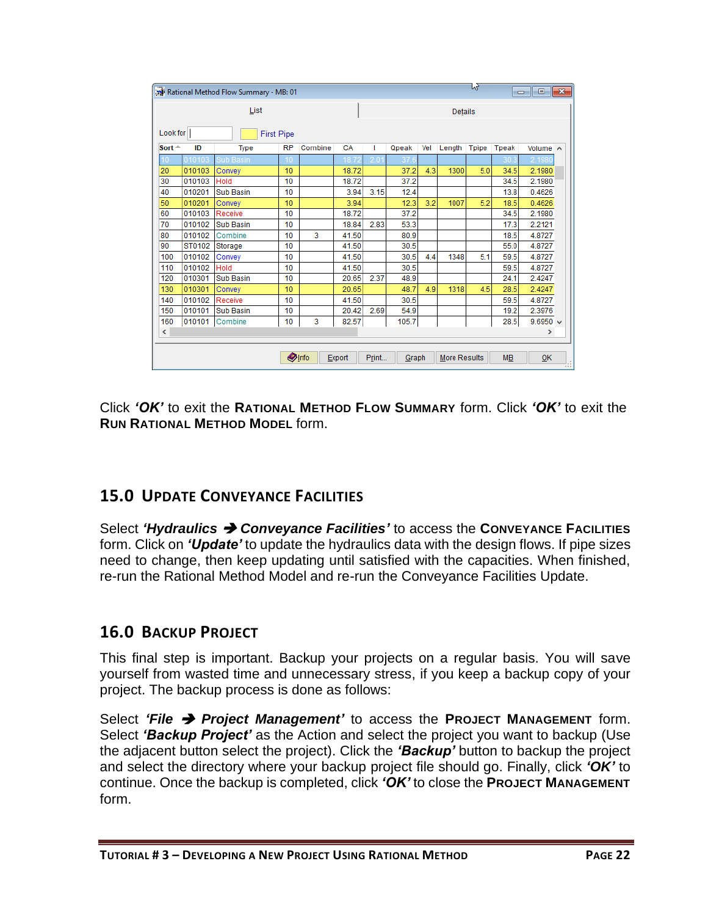Rational Method Flow Summary - MB: 01

| Sort | ID | Type | RP | Combine | CA | I | Qpeak | Vel | Length | Tpipe | Tpeak | Volume |
|---|---|---|---|---|---|---|---|---|---|---|---|---|
| 10 | 010103 | Sub Basin | 10 | | 18.72 | 2.01 | 37.6 | | | | 30.3 | 2.1980 |
| 20 | 010103 | Convey | 10 | | 18.72 | | 37.2 | 4.3 | 1300 | 5.0 | 34.5 | 2.1980 |
| 30 | 010103 | Hold | 10 | | 18.72 | | 37.2 | | | | 34.5 | 2.1980 |
| 40 | 010201 | Sub Basin | 10 | | 3.94 | 3.15 | 12.4 | | | | 13.8 | 0.4626 |
| 50 | 010201 | Convey | 10 | | 3.94 | | 12.3 | 3.2 | 1007 | 5.2 | 18.5 | 0.4626 |
| 60 | 010103 | Receive | 10 | | 18.72 | | 37.2 | | | | 34.5 | 2.1980 |
| 70 | 010102 | Sub Basin | 10 | | 18.84 | 2.83 | 53.3 | | | | 17.3 | 2.2121 |
| 80 | 010102 | Combine | 10 | 3 | 41.50 | | 80.9 | | | | 18.5 | 4.8727 |
| 90 | ST0102 | Storage | 10 | | 41.50 | | 30.5 | | | | 55.0 | 4.8727 |
| 100 | 010102 | Convey | 10 | | 41.50 | | 30.5 | 4.4 | 1348 | 5.1 | 59.5 | 4.8727 |
| 110 | 010102 | Hold | 10 | | 41.50 | | 30.5 | | | | 59.5 | 4.8727 |
| 120 | 010301 | Sub Basin | 10 | | 20.65 | 2.37 | 48.9 | | | | 24.1 | 2.4247 |
| 130 | 010301 | Convey | 10 | | 20.65 | | 48.7 | 4.9 | 1318 | 4.5 | 28.5 | 2.4247 |
| 140 | 010102 | Receive | 10 | | 41.50 | | 30.5 | | | | 59.5 | 4.8727 |
| 150 | 010101 | Sub Basin | 10 | | 20.42 | 2.69 | 54.9 | | | | 19.2 | 2.3976 |
| 160 | 010101 | Combine | 10 | 3 | 82.57 | | 105.7 | | | | 28.5 | 9.6950 |

Click ***'OK'*** to exit the **RATIONAL METHOD FLOW SUMMARY** form. Click ***'OK'*** to exit the **RUN RATIONAL METHOD MODEL** form.

## 15.0 UPDATE CONVEYANCE FACILITIES

Select ***'Hydraulics → Conveyance Facilities'*** to access the **CONVEYANCE FACILITIES** form. Click on ***'Update'*** to update the hydraulics data with the design flows. If pipe sizes need to change, then keep updating until satisfied with the capacities. When finished, re-run the Rational Method Model and re-run the Conveyance Facilities Update.

## 16.0 BACKUP PROJECT

This final step is important. Backup your projects on a regular basis. You will save yourself from wasted time and unnecessary stress, if you keep a backup copy of your project. The backup process is done as follows:

Select ***'File → Project Management'*** to access the **PROJECT MANAGEMENT** form. Select ***'Backup Project'*** as the Action and select the project you want to backup (Use the adjacent button select the project). Click the ***'Backup'*** button to backup the project and select the directory where your backup project file should go. Finally, click ***'OK'*** to continue. Once the backup is completed, click ***'OK'*** to close the **PROJECT MANAGEMENT** form.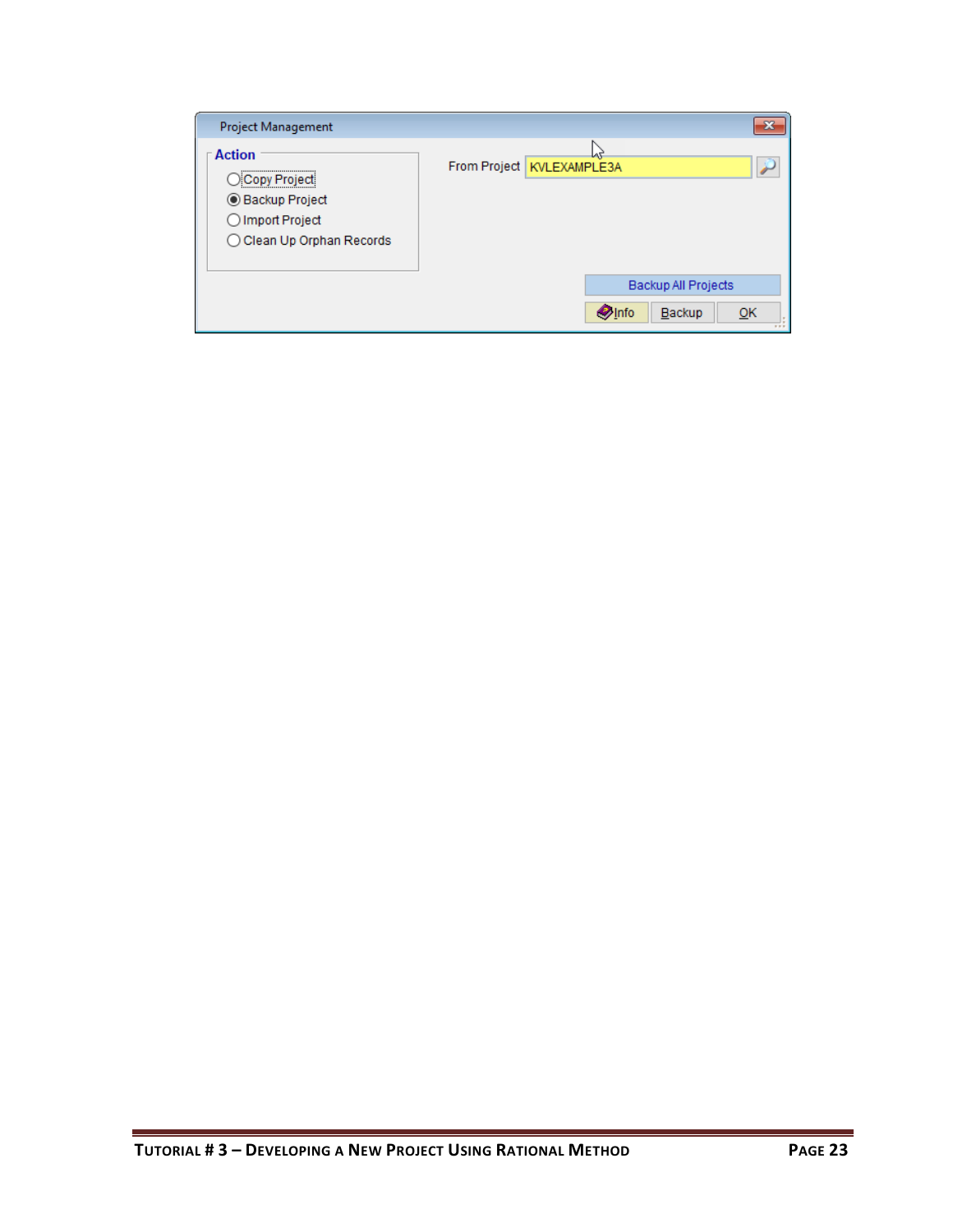Project Management

**Action**

- Copy Project
- Backup Project
- Import Project
- Clean Up Orphan Records

From Project KVLEXAMPLE3A

Backup All Projects

Info Backup OK